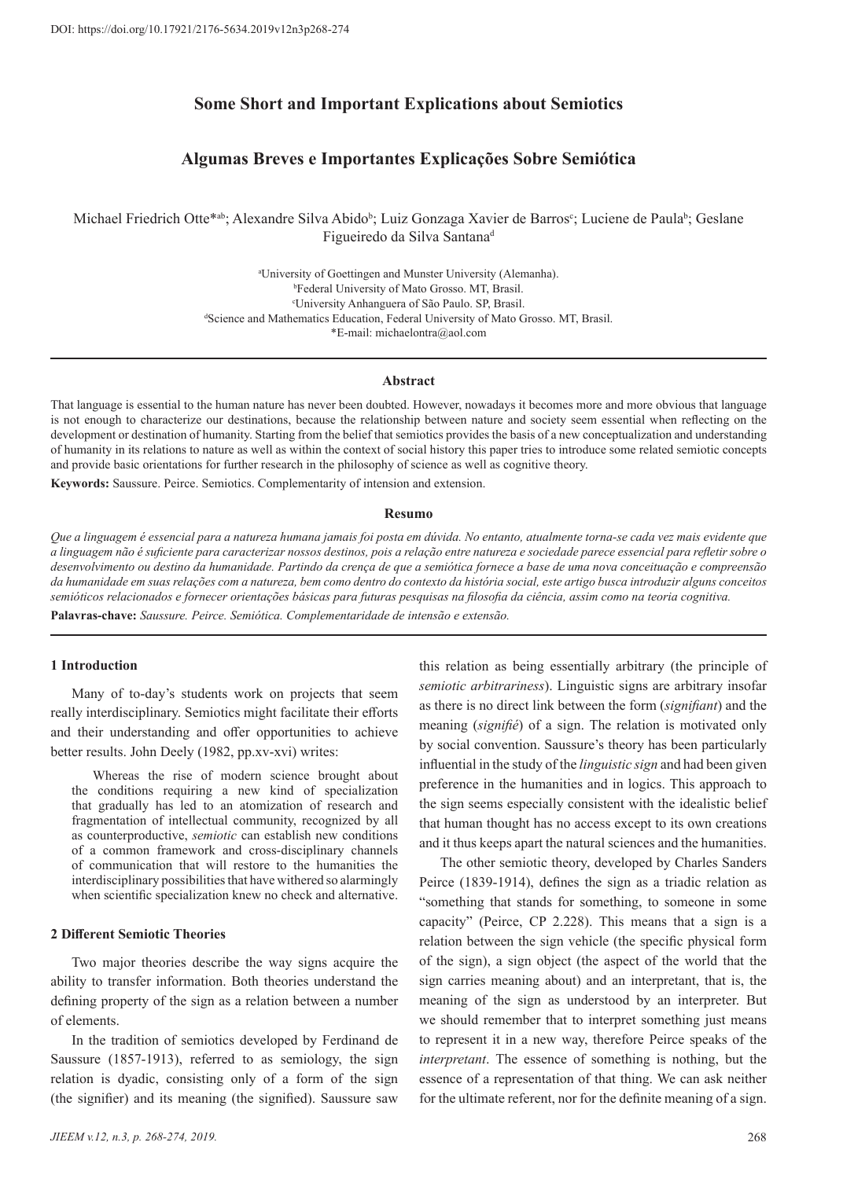DOI: https://doi.org/10.17921/2176-5634.2019v12n3p268-274

# Some Short and Important Explications about Semiotics

# Algumas Breves e Importantes Explicações Sobre Semiótica

Michael Friedrich Otte*[ab]; Alexandre Silva Abido[b]; Luiz Gonzaga Xavier de Barros[c]; Luciene de Paula[b]; Geslane Figueiredo da Silva Santana[d]

[a]University of Goettingen and Munster University (Alemanha).
[b]Federal University of Mato Grosso. MT, Brasil.
[c]University Anhanguera of São Paulo. SP, Brasil.
[d]Science and Mathematics Education, Federal University of Mato Grosso. MT, Brasil.
*E-mail: michaelontra@aol.com

## Abstract

That language is essential to the human nature has never been doubted. However, nowadays it becomes more and more obvious that language is not enough to characterize our destinations, because the relationship between nature and society seem essential when reflecting on the development or destination of humanity. Starting from the belief that semiotics provides the basis of a new conceptualization and understanding of humanity in its relations to nature as well as within the context of social history this paper tries to introduce some related semiotic concepts and provide basic orientations for further research in the philosophy of science as well as cognitive theory.

**Keywords:** Saussure. Peirce. Semiotics. Complementarity of intension and extension.

## Resumo

*Que a linguagem é essencial para a natureza humana jamais foi posta em dúvida. No entanto, atualmente torna-se cada vez mais evidente que a linguagem não é suficiente para caracterizar nossos destinos, pois a relação entre natureza e sociedade parece essencial para refletir sobre o desenvolvimento ou destino da humanidade. Partindo da crença de que a semiótica fornece a base de uma nova conceituação e compreensão da humanidade em suas relações com a natureza, bem como dentro do contexto da história social, este artigo busca introduzir alguns conceitos semióticos relacionados e fornecer orientações básicas para futuras pesquisas na filosofia da ciência, assim como na teoria cognitiva.*

**Palavras-chave:** *Saussure. Peirce. Semiótica. Complementaridade de intensão e extensão.*

## 1 Introduction

Many of to-day's students work on projects that seem really interdisciplinary. Semiotics might facilitate their efforts and their understanding and offer opportunities to achieve better results. John Deely (1982, pp.xv-xvi) writes:

> Whereas the rise of modern science brought about the conditions requiring a new kind of specialization that gradually has led to an atomization of research and fragmentation of intellectual community, recognized by all as counterproductive, *semiotic* can establish new conditions of a common framework and cross-disciplinary channels of communication that will restore to the humanities the interdisciplinary possibilities that have withered so alarmingly when scientific specialization knew no check and alternative.

## 2 Different Semiotic Theories

Two major theories describe the way signs acquire the ability to transfer information. Both theories understand the defining property of the sign as a relation between a number of elements.

In the tradition of semiotics developed by Ferdinand de Saussure (1857-1913), referred to as semiology, the sign relation is dyadic, consisting only of a form of the sign (the signifier) and its meaning (the signified). Saussure saw this relation as being essentially arbitrary (the principle of *semiotic arbitrariness*). Linguistic signs are arbitrary insofar as there is no direct link between the form (*signifiant*) and the meaning (*signifié*) of a sign. The relation is motivated only by social convention. Saussure's theory has been particularly influential in the study of the *linguistic sign* and had been given preference in the humanities and in logics. This approach to the sign seems especially consistent with the idealistic belief that human thought has no access except to its own creations and it thus keeps apart the natural sciences and the humanities.

The other semiotic theory, developed by Charles Sanders Peirce (1839-1914), defines the sign as a triadic relation as "something that stands for something, to someone in some capacity" (Peirce, CP 2.228). This means that a sign is a relation between the sign vehicle (the specific physical form of the sign), a sign object (the aspect of the world that the sign carries meaning about) and an interpretant, that is, the meaning of the sign as understood by an interpreter. But we should remember that to interpret something just means to represent it in a new way, therefore Peirce speaks of the *interpretant*. The essence of something is nothing, but the essence of a representation of that thing. We can ask neither for the ultimate referent, nor for the definite meaning of a sign.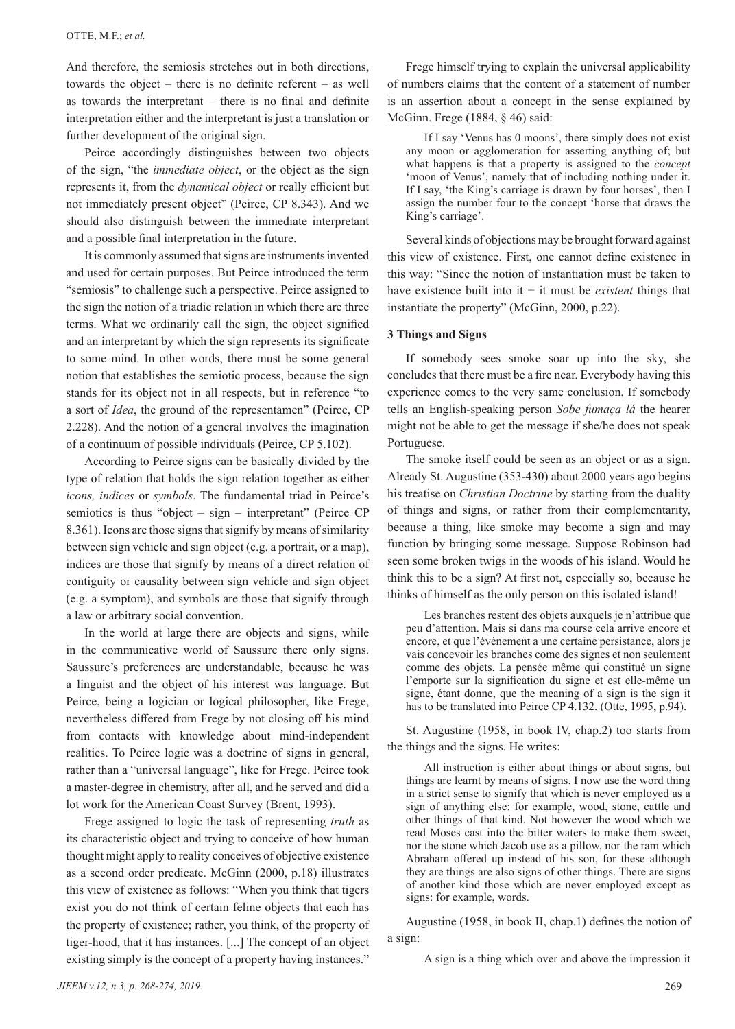And therefore, the semiosis stretches out in both directions, towards the object – there is no definite referent – as well as towards the interpretant – there is no final and definite interpretation either and the interpretant is just a translation or further development of the original sign.

Peirce accordingly distinguishes between two objects of the sign, "the *immediate object*, or the object as the sign represents it, from the *dynamical object* or really efficient but not immediately present object" (Peirce, CP 8.343). And we should also distinguish between the immediate interpretant and a possible final interpretation in the future.

It is commonly assumed that signs are instruments invented and used for certain purposes. But Peirce introduced the term "semiosis" to challenge such a perspective. Peirce assigned to the sign the notion of a triadic relation in which there are three terms. What we ordinarily call the sign, the object signified and an interpretant by which the sign represents its significate to some mind. In other words, there must be some general notion that establishes the semiotic process, because the sign stands for its object not in all respects, but in reference "to a sort of *Idea*, the ground of the representamen" (Peirce, CP 2.228). And the notion of a general involves the imagination of a continuum of possible individuals (Peirce, CP 5.102).

According to Peirce signs can be basically divided by the type of relation that holds the sign relation together as either *icons, indices* or *symbols*. The fundamental triad in Peirce's semiotics is thus "object – sign – interpretant" (Peirce CP 8.361). Icons are those signs that signify by means of similarity between sign vehicle and sign object (e.g. a portrait, or a map), indices are those that signify by means of a direct relation of contiguity or causality between sign vehicle and sign object (e.g. a symptom), and symbols are those that signify through a law or arbitrary social convention.

In the world at large there are objects and signs, while in the communicative world of Saussure there only signs. Saussure's preferences are understandable, because he was a linguist and the object of his interest was language. But Peirce, being a logician or logical philosopher, like Frege, nevertheless differed from Frege by not closing off his mind from contacts with knowledge about mind-independent realities. To Peirce logic was a doctrine of signs in general, rather than a "universal language", like for Frege. Peirce took a master-degree in chemistry, after all, and he served and did a lot work for the American Coast Survey (Brent, 1993).

Frege assigned to logic the task of representing *truth* as its characteristic object and trying to conceive of how human thought might apply to reality conceives of objective existence as a second order predicate. McGinn (2000, p.18) illustrates this view of existence as follows: "When you think that tigers exist you do not think of certain feline objects that each has the property of existence; rather, you think, of the property of tiger-hood, that it has instances. [...] The concept of an object existing simply is the concept of a property having instances."

Frege himself trying to explain the universal applicability of numbers claims that the content of a statement of number is an assertion about a concept in the sense explained by McGinn. Frege (1884, § 46) said:

> If I say 'Venus has 0 moons', there simply does not exist any moon or agglomeration for asserting anything of; but what happens is that a property is assigned to the *concept* 'moon of Venus', namely that of including nothing under it. If I say, 'the King's carriage is drawn by four horses', then I assign the number four to the concept 'horse that draws the King's carriage'.

Several kinds of objections may be brought forward against this view of existence. First, one cannot define existence in this way: "Since the notion of instantiation must be taken to have existence built into it − it must be *existent* things that instantiate the property" (McGinn, 2000, p.22).

## 3 Things and Signs

If somebody sees smoke soar up into the sky, she concludes that there must be a fire near. Everybody having this experience comes to the very same conclusion. If somebody tells an English-speaking person *Sobe fumaça lá* the hearer might not be able to get the message if she/he does not speak Portuguese.

The smoke itself could be seen as an object or as a sign. Already St. Augustine (353-430) about 2000 years ago begins his treatise on *Christian Doctrine* by starting from the duality of things and signs, or rather from their complementarity, because a thing, like smoke may become a sign and may function by bringing some message. Suppose Robinson had seen some broken twigs in the woods of his island. Would he think this to be a sign? At first not, especially so, because he thinks of himself as the only person on this isolated island!

> Les branches restent des objets auxquels je n'attribue que peu d'attention. Mais si dans ma course cela arrive encore et encore, et que l'évènement a une certaine persistance, alors je vais concevoir les branches come des signes et non seulement comme des objets. La pensée même qui constitué un signe l'emporte sur la signification du signe et est elle-même un signe, étant donne, que the meaning of a sign is the sign it has to be translated into Peirce CP 4.132. (Otte, 1995, p.94).

St. Augustine (1958, in book IV, chap.2) too starts from the things and the signs. He writes:

> All instruction is either about things or about signs, but things are learnt by means of signs. I now use the word thing in a strict sense to signify that which is never employed as a sign of anything else: for example, wood, stone, cattle and other things of that kind. Not however the wood which we read Moses cast into the bitter waters to make them sweet, nor the stone which Jacob use as a pillow, nor the ram which Abraham offered up instead of his son, for these although they are things are also signs of other things. There are signs of another kind those which are never employed except as signs: for example, words.

Augustine (1958, in book II, chap.1) defines the notion of a sign:

> A sign is a thing which over and above the impression it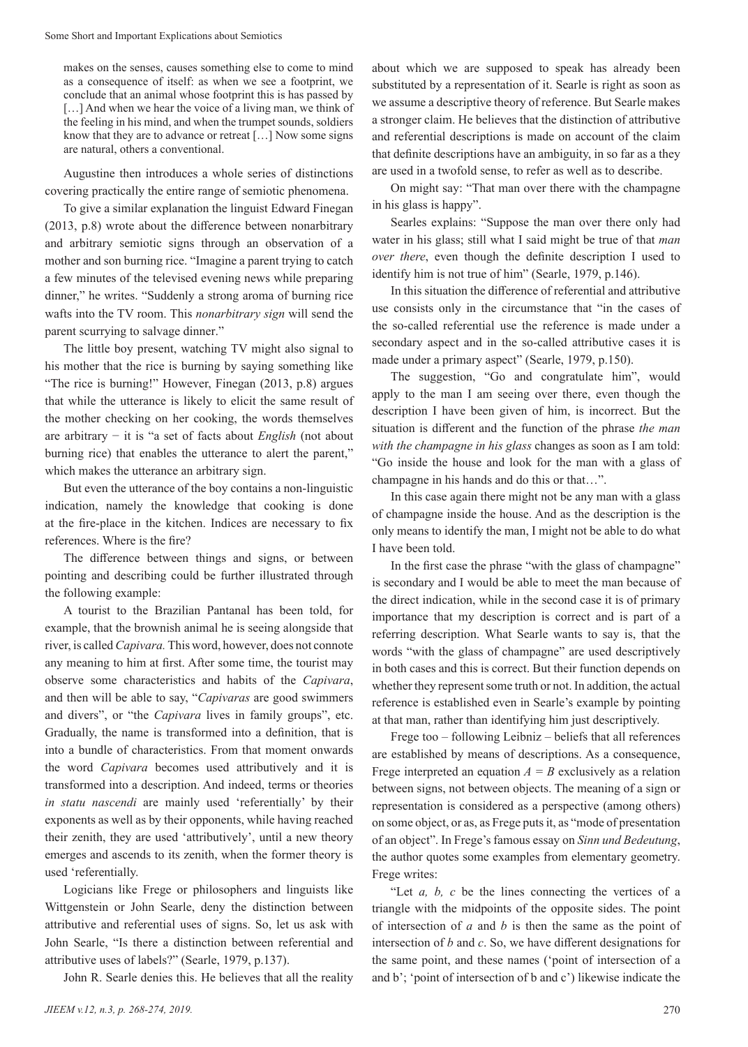makes on the senses, causes something else to come to mind as a consequence of itself: as when we see a footprint, we conclude that an animal whose footprint this is has passed by […] And when we hear the voice of a living man, we think of the feeling in his mind, and when the trumpet sounds, soldiers know that they are to advance or retreat […] Now some signs are natural, others a conventional.

Augustine then introduces a whole series of distinctions covering practically the entire range of semiotic phenomena.

To give a similar explanation the linguist Edward Finegan (2013, p.8) wrote about the difference between nonarbitrary and arbitrary semiotic signs through an observation of a mother and son burning rice. "Imagine a parent trying to catch a few minutes of the televised evening news while preparing dinner," he writes. "Suddenly a strong aroma of burning rice wafts into the TV room. This *nonarbitrary sign* will send the parent scurrying to salvage dinner."

The little boy present, watching TV might also signal to his mother that the rice is burning by saying something like "The rice is burning!" However, Finegan (2013, p.8) argues that while the utterance is likely to elicit the same result of the mother checking on her cooking, the words themselves are arbitrary − it is "a set of facts about *English* (not about burning rice) that enables the utterance to alert the parent," which makes the utterance an arbitrary sign.

But even the utterance of the boy contains a non-linguistic indication, namely the knowledge that cooking is done at the fire-place in the kitchen. Indices are necessary to fix references. Where is the fire?

The difference between things and signs, or between pointing and describing could be further illustrated through the following example:

A tourist to the Brazilian Pantanal has been told, for example, that the brownish animal he is seeing alongside that river, is called *Capivara.* This word, however, does not connote any meaning to him at first. After some time, the tourist may observe some characteristics and habits of the *Capivara*, and then will be able to say, "*Capivaras* are good swimmers and divers", or "the *Capivara* lives in family groups", etc. Gradually, the name is transformed into a definition, that is into a bundle of characteristics. From that moment onwards the word *Capivara* becomes used attributively and it is transformed into a description. And indeed, terms or theories *in statu nascendi* are mainly used 'referentially' by their exponents as well as by their opponents, while having reached their zenith, they are used 'attributively', until a new theory emerges and ascends to its zenith, when the former theory is used 'referentially.

Logicians like Frege or philosophers and linguists like Wittgenstein or John Searle, deny the distinction between attributive and referential uses of signs. So, let us ask with John Searle, "Is there a distinction between referential and attributive uses of labels?" (Searle, 1979, p.137).

John R. Searle denies this. He believes that all the reality about which we are supposed to speak has already been substituted by a representation of it. Searle is right as soon as we assume a descriptive theory of reference. But Searle makes a stronger claim. He believes that the distinction of attributive and referential descriptions is made on account of the claim that definite descriptions have an ambiguity, in so far as a they are used in a twofold sense, to refer as well as to describe.

On might say: "That man over there with the champagne in his glass is happy".

Searles explains: "Suppose the man over there only had water in his glass; still what I said might be true of that *man over there*, even though the definite description I used to identify him is not true of him" (Searle, 1979, p.146).

In this situation the difference of referential and attributive use consists only in the circumstance that "in the cases of the so-called referential use the reference is made under a secondary aspect and in the so-called attributive cases it is made under a primary aspect" (Searle, 1979, p.150).

The suggestion, "Go and congratulate him", would apply to the man I am seeing over there, even though the description I have been given of him, is incorrect. But the situation is different and the function of the phrase *the man with the champagne in his glass* changes as soon as I am told: "Go inside the house and look for the man with a glass of champagne in his hands and do this or that…".

In this case again there might not be any man with a glass of champagne inside the house. And as the description is the only means to identify the man, I might not be able to do what I have been told.

In the first case the phrase "with the glass of champagne" is secondary and I would be able to meet the man because of the direct indication, while in the second case it is of primary importance that my description is correct and is part of a referring description. What Searle wants to say is, that the words "with the glass of champagne" are used descriptively in both cases and this is correct. But their function depends on whether they represent some truth or not. In addition, the actual reference is established even in Searle's example by pointing at that man, rather than identifying him just descriptively.

Frege too – following Leibniz – beliefs that all references are established by means of descriptions. As a consequence, Frege interpreted an equation $A = B$ exclusively as a relation between signs, not between objects. The meaning of a sign or representation is considered as a perspective (among others) on some object, or as, as Frege puts it, as "mode of presentation of an object". In Frege's famous essay on *Sinn und Bedeutung*, the author quotes some examples from elementary geometry. Frege writes:

"Let *a, b, c* be the lines connecting the vertices of a triangle with the midpoints of the opposite sides. The point of intersection of *a* and *b* is then the same as the point of intersection of *b* and *c*. So, we have different designations for the same point, and these names ('point of intersection of a and b'; 'point of intersection of b and c') likewise indicate the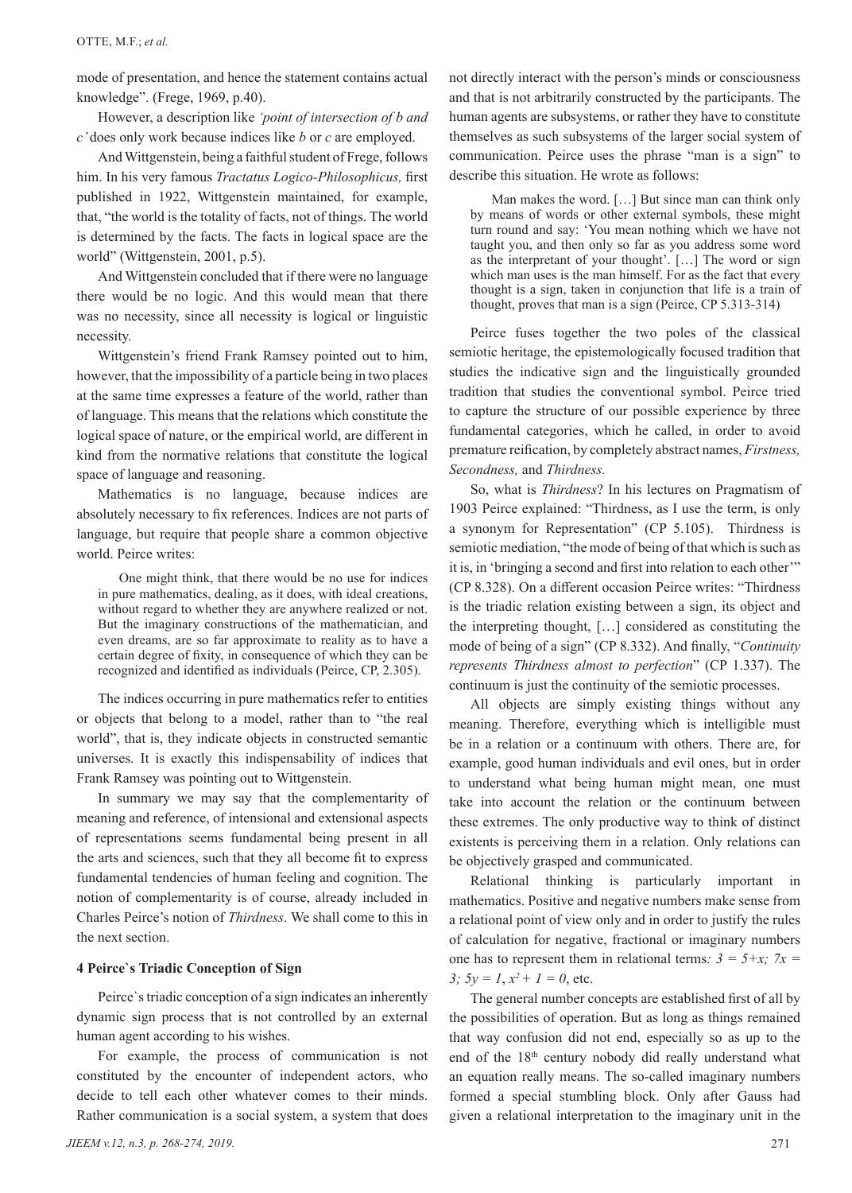mode of presentation, and hence the statement contains actual knowledge". (Frege, 1969, p.40).

However, a description like *'point of intersection of b and c'* does only work because indices like *b* or *c* are employed.

And Wittgenstein, being a faithful student of Frege, follows him. In his very famous *Tractatus Logico-Philosophicus,* first published in 1922, Wittgenstein maintained, for example, that, "the world is the totality of facts, not of things. The world is determined by the facts. The facts in logical space are the world" (Wittgenstein, 2001, p.5).

And Wittgenstein concluded that if there were no language there would be no logic. And this would mean that there was no necessity, since all necessity is logical or linguistic necessity.

Wittgenstein's friend Frank Ramsey pointed out to him, however, that the impossibility of a particle being in two places at the same time expresses a feature of the world, rather than of language. This means that the relations which constitute the logical space of nature, or the empirical world, are different in kind from the normative relations that constitute the logical space of language and reasoning.

Mathematics is no language, because indices are absolutely necessary to fix references. Indices are not parts of language, but require that people share a common objective world. Peirce writes:

> One might think, that there would be no use for indices in pure mathematics, dealing, as it does, with ideal creations, without regard to whether they are anywhere realized or not. But the imaginary constructions of the mathematician, and even dreams, are so far approximate to reality as to have a certain degree of fixity, in consequence of which they can be recognized and identified as individuals (Peirce, CP, 2.305).

The indices occurring in pure mathematics refer to entities or objects that belong to a model, rather than to "the real world", that is, they indicate objects in constructed semantic universes. It is exactly this indispensability of indices that Frank Ramsey was pointing out to Wittgenstein.

In summary we may say that the complementarity of meaning and reference, of intensional and extensional aspects of representations seems fundamental being present in all the arts and sciences, such that they all become fit to express fundamental tendencies of human feeling and cognition. The notion of complementarity is of course, already included in Charles Peirce's notion of *Thirdness*. We shall come to this in the next section.

## 4 Peirce`s Triadic Conception of Sign

Peirce`s triadic conception of a sign indicates an inherently dynamic sign process that is not controlled by an external human agent according to his wishes.

For example, the process of communication is not constituted by the encounter of independent actors, who decide to tell each other whatever comes to their minds. Rather communication is a social system, a system that does not directly interact with the person's minds or consciousness and that is not arbitrarily constructed by the participants. The human agents are subsystems, or rather they have to constitute themselves as such subsystems of the larger social system of communication. Peirce uses the phrase "man is a sign" to describe this situation. He wrote as follows:

> Man makes the word. […] But since man can think only by means of words or other external symbols, these might turn round and say: 'You mean nothing which we have not taught you, and then only so far as you address some word as the interpretant of your thought'. […] The word or sign which man uses is the man himself. For as the fact that every thought is a sign, taken in conjunction that life is a train of thought, proves that man is a sign (Peirce, CP 5.313-314)

Peirce fuses together the two poles of the classical semiotic heritage, the epistemologically focused tradition that studies the indicative sign and the linguistically grounded tradition that studies the conventional symbol. Peirce tried to capture the structure of our possible experience by three fundamental categories, which he called, in order to avoid premature reification, by completely abstract names, *Firstness, Secondness,* and *Thirdness.*

So, what is *Thirdness*? In his lectures on Pragmatism of 1903 Peirce explained: "Thirdness, as I use the term, is only a synonym for Representation" (CP 5.105). Thirdness is semiotic mediation, "the mode of being of that which is such as it is, in 'bringing a second and first into relation to each other'" (CP 8.328). On a different occasion Peirce writes: "Thirdness is the triadic relation existing between a sign, its object and the interpreting thought, […] considered as constituting the mode of being of a sign" (CP 8.332). And finally, "*Continuity represents Thirdness almost to perfection*" (CP 1.337). The continuum is just the continuity of the semiotic processes.

All objects are simply existing things without any meaning. Therefore, everything which is intelligible must be in a relation or a continuum with others. There are, for example, good human individuals and evil ones, but in order to understand what being human might mean, one must take into account the relation or the continuum between these extremes. The only productive way to think of distinct existents is perceiving them in a relation. Only relations can be objectively grasped and communicated.

Relational thinking is particularly important in mathematics. Positive and negative numbers make sense from a relational point of view only and in order to justify the rules of calculation for negative, fractional or imaginary numbers one has to represent them in relational terms*:* $3 = 5+x$; $7x = 3$; $5y = 1$, $x^2 + 1 = 0$, etc.

The general number concepts are established first of all by the possibilities of operation. But as long as things remained that way confusion did not end, especially so as up to the end of the 18th century nobody did really understand what an equation really means. The so-called imaginary numbers formed a special stumbling block. Only after Gauss had given a relational interpretation to the imaginary unit in the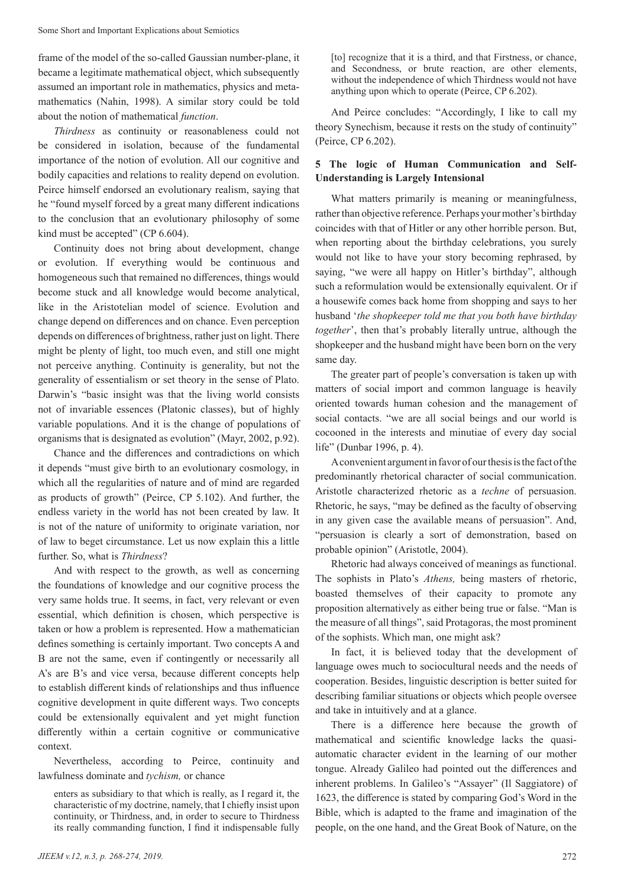frame of the model of the so-called Gaussian number-plane, it became a legitimate mathematical object, which subsequently assumed an important role in mathematics, physics and meta-mathematics (Nahin, 1998). A similar story could be told about the notion of mathematical *function*.

*Thirdness* as continuity or reasonableness could not be considered in isolation, because of the fundamental importance of the notion of evolution. All our cognitive and bodily capacities and relations to reality depend on evolution. Peirce himself endorsed an evolutionary realism, saying that he "found myself forced by a great many different indications to the conclusion that an evolutionary philosophy of some kind must be accepted" (CP 6.604).

Continuity does not bring about development, change or evolution. If everything would be continuous and homogeneous such that remained no differences, things would become stuck and all knowledge would become analytical, like in the Aristotelian model of science. Evolution and change depend on differences and on chance. Even perception depends on differences of brightness, rather just on light. There might be plenty of light, too much even, and still one might not perceive anything. Continuity is generality, but not the generality of essentialism or set theory in the sense of Plato. Darwin's "basic insight was that the living world consists not of invariable essences (Platonic classes), but of highly variable populations. And it is the change of populations of organisms that is designated as evolution" (Mayr, 2002, p.92).

Chance and the differences and contradictions on which it depends "must give birth to an evolutionary cosmology, in which all the regularities of nature and of mind are regarded as products of growth" (Peirce, CP 5.102). And further, the endless variety in the world has not been created by law. It is not of the nature of uniformity to originate variation, nor of law to beget circumstance. Let us now explain this a little further. So, what is *Thirdness*?

And with respect to the growth, as well as concerning the foundations of knowledge and our cognitive process the very same holds true. It seems, in fact, very relevant or even essential, which definition is chosen, which perspective is taken or how a problem is represented. How a mathematician defines something is certainly important. Two concepts A and B are not the same, even if contingently or necessarily all A's are B's and vice versa, because different concepts help to establish different kinds of relationships and thus influence cognitive development in quite different ways. Two concepts could be extensionally equivalent and yet might function differently within a certain cognitive or communicative context.

Nevertheless, according to Peirce, continuity and lawfulness dominate and *tychism,* or chance

> enters as subsidiary to that which is really, as I regard it, the characteristic of my doctrine, namely, that I chiefly insist upon continuity, or Thirdness, and, in order to secure to Thirdness its really commanding function, I find it indispensable fully [to] recognize that it is a third, and that Firstness, or chance, and Secondness, or brute reaction, are other elements, without the independence of which Thirdness would not have anything upon which to operate (Peirce, CP 6.202).

And Peirce concludes: "Accordingly, I like to call my theory Synechism, because it rests on the study of continuity" (Peirce, CP 6.202).

## 5 The logic of Human Communication and Self-Understanding is Largely Intensional

What matters primarily is meaning or meaningfulness, rather than objective reference. Perhaps your mother's birthday coincides with that of Hitler or any other horrible person. But, when reporting about the birthday celebrations, you surely would not like to have your story becoming rephrased, by saying, "we were all happy on Hitler's birthday", although such a reformulation would be extensionally equivalent. Or if a housewife comes back home from shopping and says to her husband '*the shopkeeper told me that you both have birthday together*', then that's probably literally untrue, although the shopkeeper and the husband might have been born on the very same day.

The greater part of people's conversation is taken up with matters of social import and common language is heavily oriented towards human cohesion and the management of social contacts. "we are all social beings and our world is cocooned in the interests and minutiae of every day social life" (Dunbar 1996, p. 4).

A convenient argument in favor of our thesis is the fact of the predominantly rhetorical character of social communication. Aristotle characterized rhetoric as a *techne* of persuasion. Rhetoric, he says, "may be defined as the faculty of observing in any given case the available means of persuasion". And, "persuasion is clearly a sort of demonstration, based on probable opinion" (Aristotle, 2004).

Rhetoric had always conceived of meanings as functional. The sophists in Plato's *Athens,* being masters of rhetoric, boasted themselves of their capacity to promote any proposition alternatively as either being true or false. "Man is the measure of all things", said Protagoras, the most prominent of the sophists. Which man, one might ask?

In fact, it is believed today that the development of language owes much to sociocultural needs and the needs of cooperation. Besides, linguistic description is better suited for describing familiar situations or objects which people oversee and take in intuitively and at a glance.

There is a difference here because the growth of mathematical and scientific knowledge lacks the quasi-automatic character evident in the learning of our mother tongue. Already Galileo had pointed out the differences and inherent problems. In Galileo's "Assayer" (Il Saggiatore) of 1623, the difference is stated by comparing God's Word in the Bible, which is adapted to the frame and imagination of the people, on the one hand, and the Great Book of Nature, on the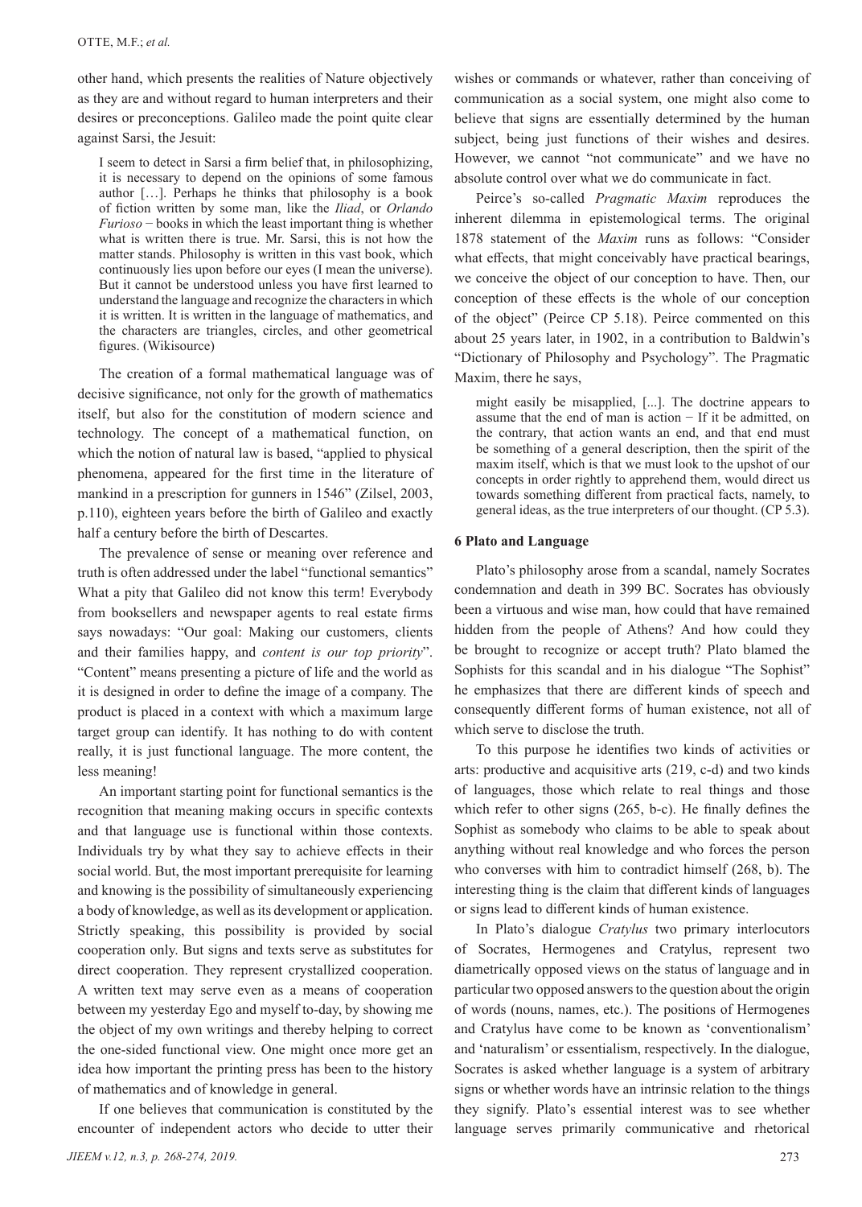other hand, which presents the realities of Nature objectively as they are and without regard to human interpreters and their desires or preconceptions. Galileo made the point quite clear against Sarsi, the Jesuit:

> I seem to detect in Sarsi a firm belief that, in philosophizing, it is necessary to depend on the opinions of some famous author […]. Perhaps he thinks that philosophy is a book of fiction written by some man, like the *Iliad*, or *Orlando Furioso* − books in which the least important thing is whether what is written there is true. Mr. Sarsi, this is not how the matter stands. Philosophy is written in this vast book, which continuously lies upon before our eyes (I mean the universe). But it cannot be understood unless you have first learned to understand the language and recognize the characters in which it is written. It is written in the language of mathematics, and the characters are triangles, circles, and other geometrical figures. (Wikisource)

The creation of a formal mathematical language was of decisive significance, not only for the growth of mathematics itself, but also for the constitution of modern science and technology. The concept of a mathematical function, on which the notion of natural law is based, "applied to physical phenomena, appeared for the first time in the literature of mankind in a prescription for gunners in 1546" (Zilsel, 2003, p.110), eighteen years before the birth of Galileo and exactly half a century before the birth of Descartes.

The prevalence of sense or meaning over reference and truth is often addressed under the label "functional semantics" What a pity that Galileo did not know this term! Everybody from booksellers and newspaper agents to real estate firms says nowadays: "Our goal: Making our customers, clients and their families happy, and *content is our top priority*". "Content" means presenting a picture of life and the world as it is designed in order to define the image of a company. The product is placed in a context with which a maximum large target group can identify. It has nothing to do with content really, it is just functional language. The more content, the less meaning!

An important starting point for functional semantics is the recognition that meaning making occurs in specific contexts and that language use is functional within those contexts. Individuals try by what they say to achieve effects in their social world. But, the most important prerequisite for learning and knowing is the possibility of simultaneously experiencing a body of knowledge, as well as its development or application. Strictly speaking, this possibility is provided by social cooperation only. But signs and texts serve as substitutes for direct cooperation. They represent crystallized cooperation. A written text may serve even as a means of cooperation between my yesterday Ego and myself to-day, by showing me the object of my own writings and thereby helping to correct the one-sided functional view. One might once more get an idea how important the printing press has been to the history of mathematics and of knowledge in general.

If one believes that communication is constituted by the encounter of independent actors who decide to utter their wishes or commands or whatever, rather than conceiving of communication as a social system, one might also come to believe that signs are essentially determined by the human subject, being just functions of their wishes and desires. However, we cannot "not communicate" and we have no absolute control over what we do communicate in fact.

Peirce's so-called *Pragmatic Maxim* reproduces the inherent dilemma in epistemological terms. The original 1878 statement of the *Maxim* runs as follows: "Consider what effects, that might conceivably have practical bearings, we conceive the object of our conception to have. Then, our conception of these effects is the whole of our conception of the object" (Peirce CP 5.18). Peirce commented on this about 25 years later, in 1902, in a contribution to Baldwin's "Dictionary of Philosophy and Psychology". The Pragmatic Maxim, there he says,

> might easily be misapplied, [...]. The doctrine appears to assume that the end of man is action − If it be admitted, on the contrary, that action wants an end, and that end must be something of a general description, then the spirit of the maxim itself, which is that we must look to the upshot of our concepts in order rightly to apprehend them, would direct us towards something different from practical facts, namely, to general ideas, as the true interpreters of our thought. (CP 5.3).

## 6 Plato and Language

Plato's philosophy arose from a scandal, namely Socrates condemnation and death in 399 BC. Socrates has obviously been a virtuous and wise man, how could that have remained hidden from the people of Athens? And how could they be brought to recognize or accept truth? Plato blamed the Sophists for this scandal and in his dialogue "The Sophist" he emphasizes that there are different kinds of speech and consequently different forms of human existence, not all of which serve to disclose the truth.

To this purpose he identifies two kinds of activities or arts: productive and acquisitive arts (219, c-d) and two kinds of languages, those which relate to real things and those which refer to other signs (265, b-c). He finally defines the Sophist as somebody who claims to be able to speak about anything without real knowledge and who forces the person who converses with him to contradict himself (268, b). The interesting thing is the claim that different kinds of languages or signs lead to different kinds of human existence.

In Plato's dialogue *Cratylus* two primary interlocutors of Socrates, Hermogenes and Cratylus, represent two diametrically opposed views on the status of language and in particular two opposed answers to the question about the origin of words (nouns, names, etc.). The positions of Hermogenes and Cratylus have come to be known as 'conventionalism' and 'naturalism' or essentialism, respectively. In the dialogue, Socrates is asked whether language is a system of arbitrary signs or whether words have an intrinsic relation to the things they signify. Plato's essential interest was to see whether language serves primarily communicative and rhetorical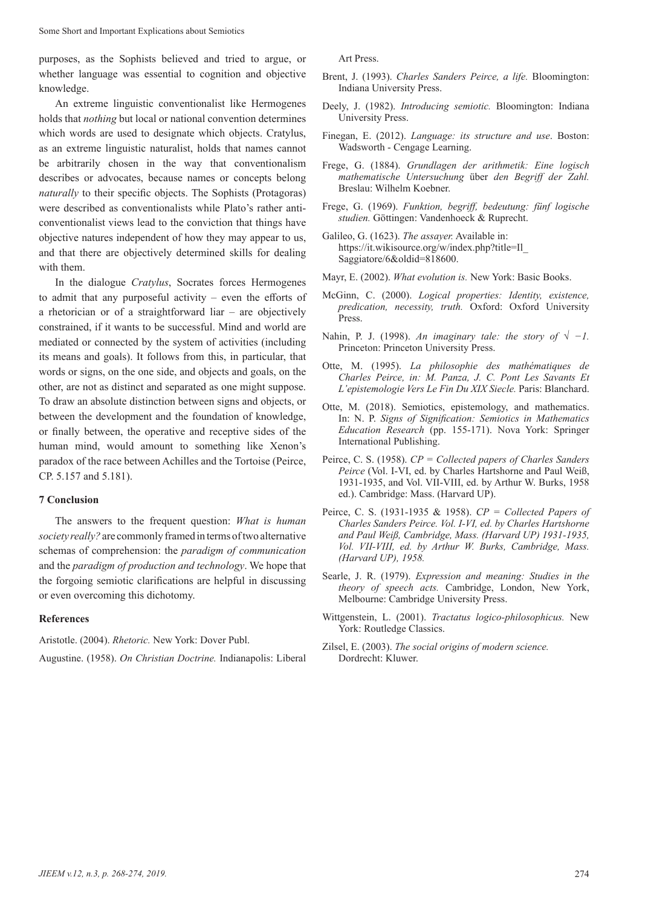purposes, as the Sophists believed and tried to argue, or whether language was essential to cognition and objective knowledge.

An extreme linguistic conventionalist like Hermogenes holds that *nothing* but local or national convention determines which words are used to designate which objects. Cratylus, as an extreme linguistic naturalist, holds that names cannot be arbitrarily chosen in the way that conventionalism describes or advocates, because names or concepts belong *naturally* to their specific objects. The Sophists (Protagoras) were described as conventionalists while Plato's rather anti-conventionalist views lead to the conviction that things have objective natures independent of how they may appear to us, and that there are objectively determined skills for dealing with them.

In the dialogue *Cratylus*, Socrates forces Hermogenes to admit that any purposeful activity – even the efforts of a rhetorician or of a straightforward liar – are objectively constrained, if it wants to be successful. Mind and world are mediated or connected by the system of activities (including its means and goals). It follows from this, in particular, that words or signs, on the one side, and objects and goals, on the other, are not as distinct and separated as one might suppose. To draw an absolute distinction between signs and objects, or between the development and the foundation of knowledge, or finally between, the operative and receptive sides of the human mind, would amount to something like Xenon's paradox of the race between Achilles and the Tortoise (Peirce, CP. 5.157 and 5.181).

## 7 Conclusion

The answers to the frequent question: *What is human society really?* are commonly framed in terms of two alternative schemas of comprehension: the *paradigm of communication* and the *paradigm of production and technology*. We hope that the forgoing semiotic clarifications are helpful in discussing or even overcoming this dichotomy.

## References

Aristotle. (2004). *Rhetoric.* New York: Dover Publ.

Augustine. (1958). *On Christian Doctrine.* Indianapolis: Liberal Art Press.

Brent, J. (1993). *Charles Sanders Peirce, a life.* Bloomington: Indiana University Press.

Deely, J. (1982). *Introducing semiotic.* Bloomington: Indiana University Press.

Finegan, E. (2012). *Language: its structure and use*. Boston: Wadsworth - Cengage Learning.

Frege, G. (1884). *Grundlagen der arithmetik: Eine logisch mathematische Untersuchung* über *den Begriff der Zahl.* Breslau: Wilhelm Koebner.

Frege, G. (1969). *Funktion, begriff, bedeutung: fünf logische studien.* Göttingen: Vandenhoeck & Ruprecht.

Galileo, G. (1623). *The assayer.* Available in: https://it.wikisource.org/w/index.php?title=Il_Saggiatore/6&oldid=818600.

Mayr, E. (2002). *What evolution is.* New York: Basic Books.

McGinn, C. (2000). *Logical properties: Identity, existence, predication, necessity, truth.* Oxford: Oxford University Press.

Nahin, P. J. (1998). *An imaginary tale: the story of* $\sqrt{-1}$. Princeton: Princeton University Press.

Otte, M. (1995). *La philosophie des mathématiques de Charles Peirce, in: M. Panza, J. C. Pont Les Savants Et L'epistemologie Vers Le Fin Du XIX Siecle.* Paris: Blanchard.

Otte, M. (2018). Semiotics, epistemology, and mathematics. In: N. P. *Signs of Signification: Semiotics in Mathematics Education Research* (pp. 155-171). Nova York: Springer International Publishing.

Peirce, C. S. (1958). *CP = Collected papers of Charles Sanders Peirce* (Vol. I-VI, ed. by Charles Hartshorne and Paul Weiß, 1931-1935, and Vol. VII-VIII, ed. by Arthur W. Burks, 1958 ed.). Cambridge: Mass. (Harvard UP).

Peirce, C. S. (1931-1935 & 1958). *CP = Collected Papers of Charles Sanders Peirce. Vol. I-VI, ed. by Charles Hartshorne and Paul Weiß, Cambridge, Mass. (Harvard UP) 1931-1935, Vol. VII-VIII, ed. by Arthur W. Burks, Cambridge, Mass. (Harvard UP), 1958.*

Searle, J. R. (1979). *Expression and meaning: Studies in the theory of speech acts.* Cambridge, London, New York, Melbourne: Cambridge University Press.

Wittgenstein, L. (2001). *Tractatus logico-philosophicus.* New York: Routledge Classics.

Zilsel, E. (2003). *The social origins of modern science.* Dordrecht: Kluwer.